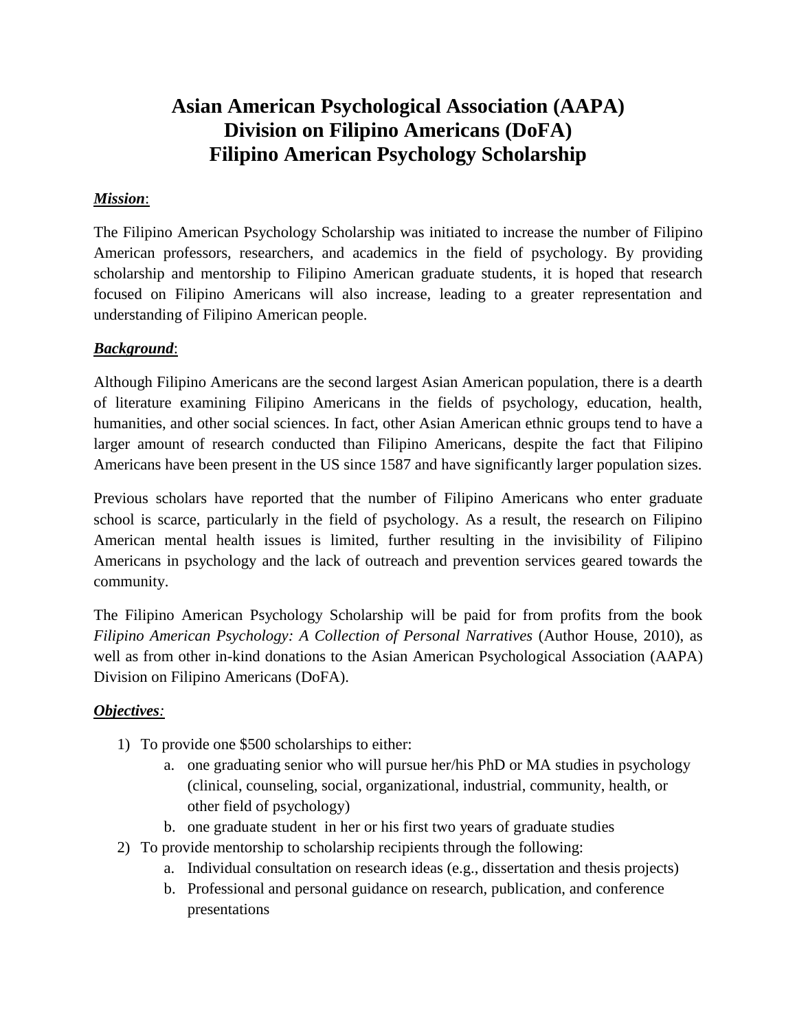# Asian American Psychological Association (AAPA)
# Division on Filipino Americans (DoFA)
# Filipino American Psychology Scholarship

***Mission***:

The Filipino American Psychology Scholarship was initiated to increase the number of Filipino American professors, researchers, and academics in the field of psychology. By providing scholarship and mentorship to Filipino American graduate students, it is hoped that research focused on Filipino Americans will also increase, leading to a greater representation and understanding of Filipino American people.

***Background***:

Although Filipino Americans are the second largest Asian American population, there is a dearth of literature examining Filipino Americans in the fields of psychology, education, health, humanities, and other social sciences. In fact, other Asian American ethnic groups tend to have a larger amount of research conducted than Filipino Americans, despite the fact that Filipino Americans have been present in the US since 1587 and have significantly larger population sizes.

Previous scholars have reported that the number of Filipino Americans who enter graduate school is scarce, particularly in the field of psychology. As a result, the research on Filipino American mental health issues is limited, further resulting in the invisibility of Filipino Americans in psychology and the lack of outreach and prevention services geared towards the community.

The Filipino American Psychology Scholarship will be paid for from profits from the book *Filipino American Psychology: A Collection of Personal Narratives* (Author House, 2010), as well as from other in-kind donations to the Asian American Psychological Association (AAPA) Division on Filipino Americans (DoFA).

***Objectives:***

1) To provide one $500 scholarships to either:
    a. one graduating senior who will pursue her/his PhD or MA studies in psychology (clinical, counseling, social, organizational, industrial, community, health, or other field of psychology)
    b. one graduate student in her or his first two years of graduate studies
2) To provide mentorship to scholarship recipients through the following:
    a. Individual consultation on research ideas (e.g., dissertation and thesis projects)
    b. Professional and personal guidance on research, publication, and conference presentations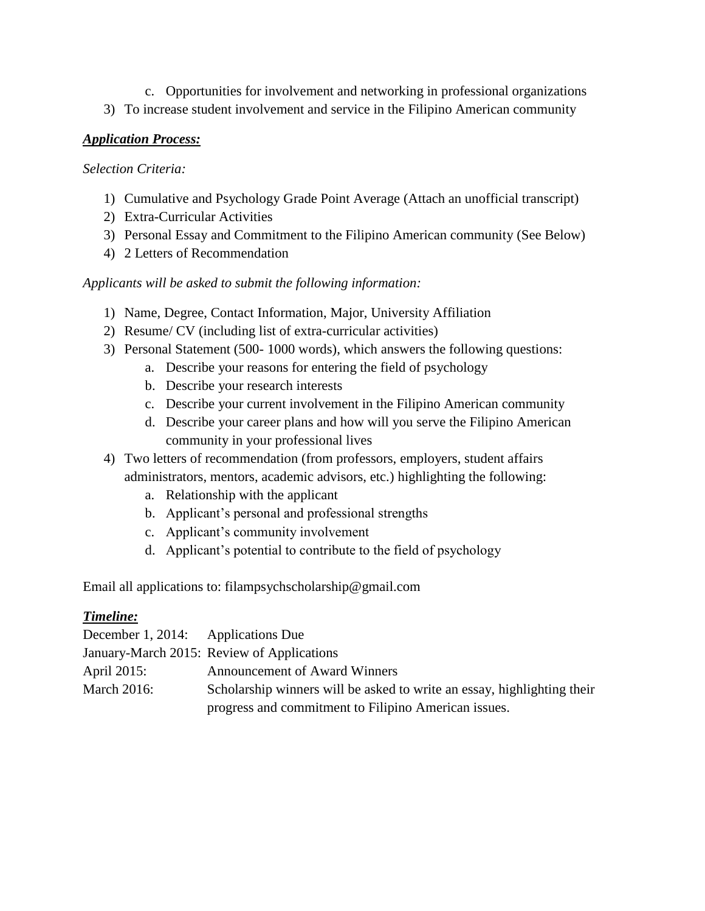c. Opportunities for involvement and networking in professional organizations

3) To increase student involvement and service in the Filipino American community

***<u>Application Process:</u>***

*Selection Criteria:*

1) Cumulative and Psychology Grade Point Average (Attach an unofficial transcript)
2) Extra-Curricular Activities
3) Personal Essay and Commitment to the Filipino American community (See Below)
4) 2 Letters of Recommendation

*Applicants will be asked to submit the following information:*

1) Name, Degree, Contact Information, Major, University Affiliation
2) Resume/ CV (including list of extra-curricular activities)
3) Personal Statement (500- 1000 words), which answers the following questions:
   a. Describe your reasons for entering the field of psychology
   b. Describe your research interests
   c. Describe your current involvement in the Filipino American community
   d. Describe your career plans and how will you serve the Filipino American community in your professional lives
4) Two letters of recommendation (from professors, employers, student affairs administrators, mentors, academic advisors, etc.) highlighting the following:
   a. Relationship with the applicant
   b. Applicant's personal and professional strengths
   c. Applicant's community involvement
   d. Applicant's potential to contribute to the field of psychology

Email all applications to: filampsychscholarship@gmail.com

***<u>Timeline:</u>***

| | |
|---|---|
| December 1, 2014: | Applications Due |
| January-March 2015: | Review of Applications |
| April 2015: | Announcement of Award Winners |
| March 2016: | Scholarship winners will be asked to write an essay, highlighting their progress and commitment to Filipino American issues. |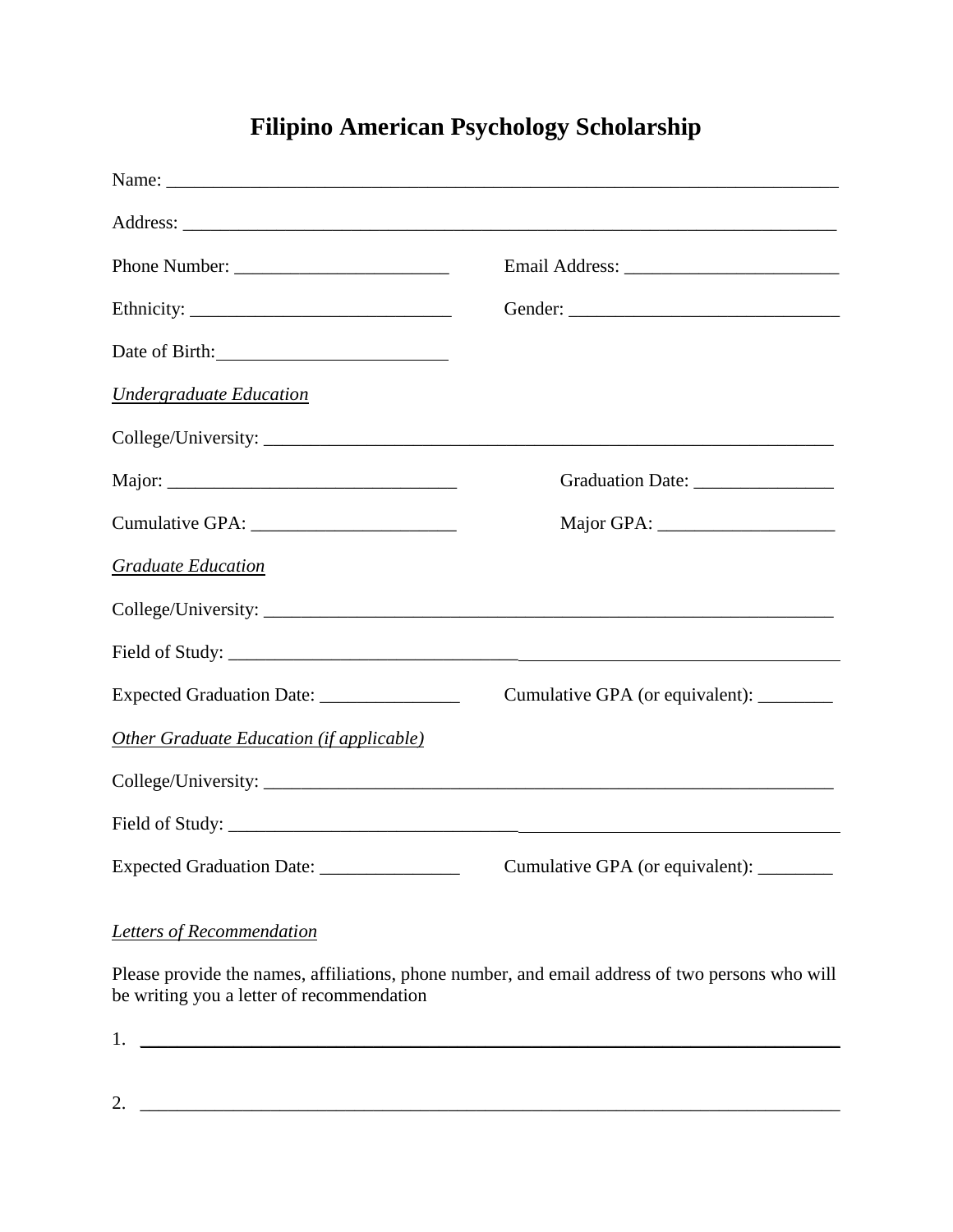# Filipino American Psychology Scholarship

Name: ___________________________________________________________________________

Address: _________________________________________________________________________

Phone Number: _______________________ Email Address: _______________________

Ethnicity: ____________________________ Gender: _____________________________

Date of Birth: ________________________

*Undergraduate Education*

College/University: ______________________________________________________________

Major: _______________________________ Graduation Date: _______________

Cumulative GPA: _____________________ Major GPA: ___________________

*Graduate Education*

College/University: ______________________________________________________________

Field of Study: ___________________________________________________________________

Expected Graduation Date: _______________ Cumulative GPA (or equivalent): ________

*Other Graduate Education (if applicable)*

College/University: ______________________________________________________________

Field of Study: ___________________________________________________________________

Expected Graduation Date: _______________ Cumulative GPA (or equivalent): ________

*Letters of Recommendation*

Please provide the names, affiliations, phone number, and email address of two persons who will be writing you a letter of recommendation

1. ______________________________________________________________________________

2. ______________________________________________________________________________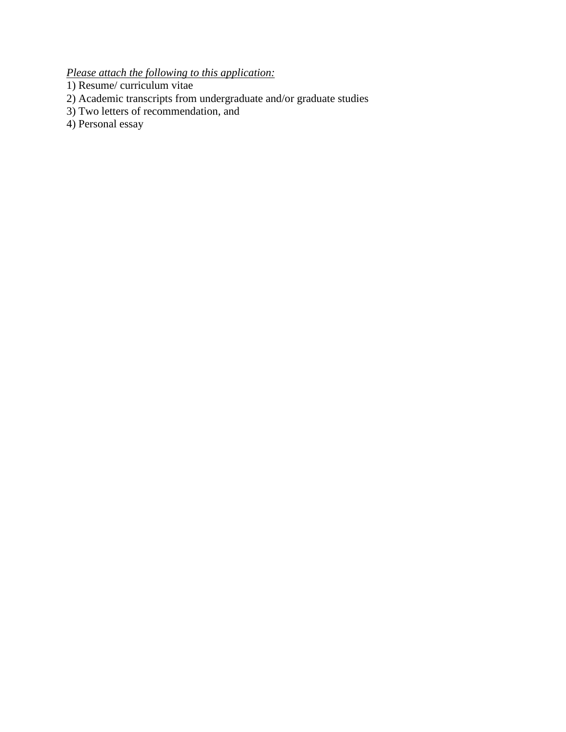*Please attach the following to this application:*

1) Resume/ curriculum vitae
2) Academic transcripts from undergraduate and/or graduate studies
3) Two letters of recommendation, and
4) Personal essay